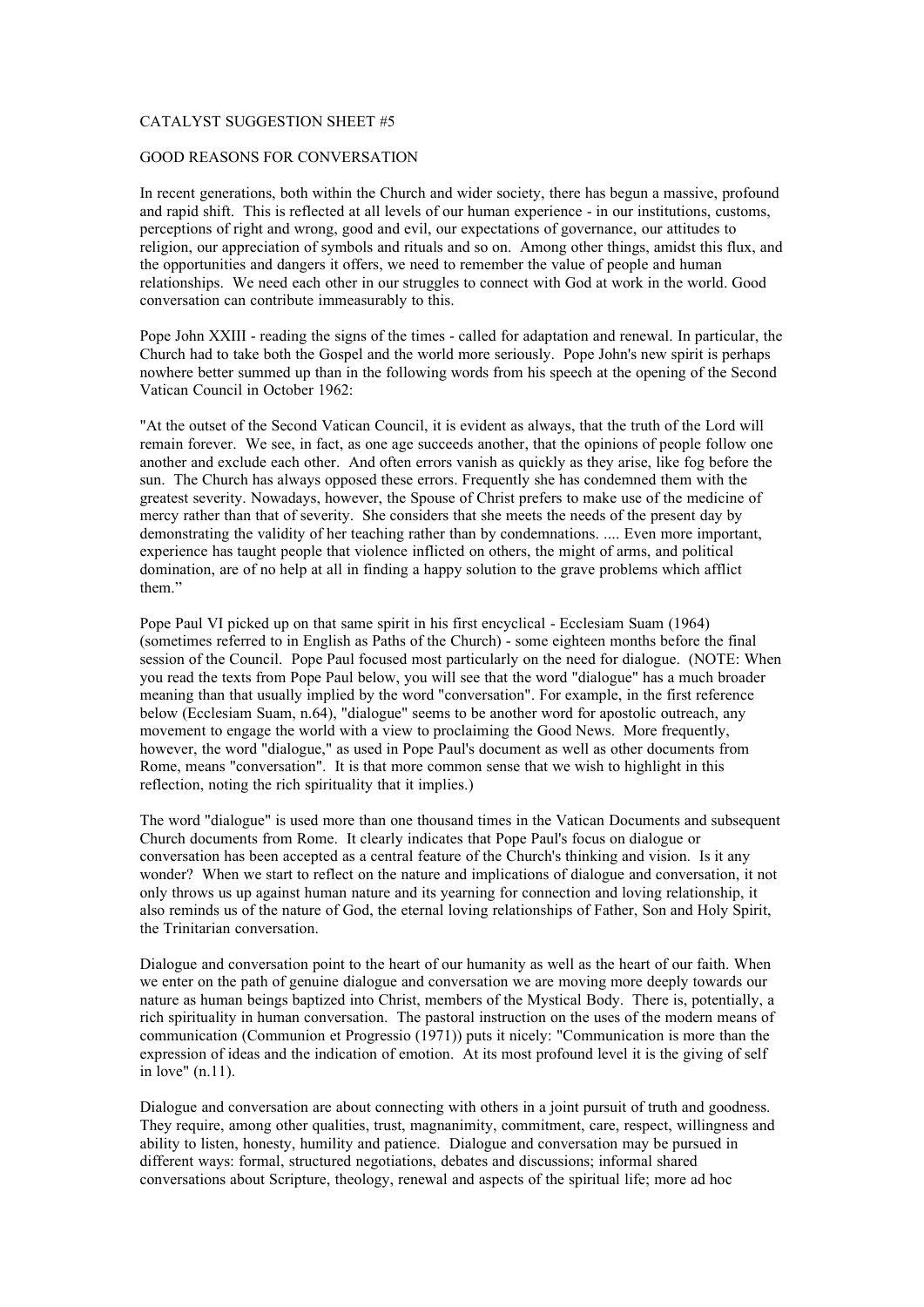# CATALYST SUGGESTION SHEET #5

## GOOD REASONS FOR CONVERSATION

In recent generations, both within the Church and wider society, there has begun a massive, profound and rapid shift. This is reflected at all levels of our human experience - in our institutions, customs, perceptions of right and wrong, good and evil, our expectations of governance, our attitudes to religion, our appreciation of symbols and rituals and so on. Among other things, amidst this flux, and the opportunities and dangers it offers, we need to remember the value of people and human relationships. We need each other in our struggles to connect with God at work in the world. Good conversation can contribute immeasurably to this.

Pope John XXIII - reading the signs of the times - called for adaptation and renewal. In particular, the Church had to take both the Gospel and the world more seriously. Pope John's new spirit is perhaps nowhere better summed up than in the following words from his speech at the opening of the Second Vatican Council in October 1962:

"At the outset of the Second Vatican Council, it is evident as always, that the truth of the Lord will remain forever. We see, in fact, as one age succeeds another, that the opinions of people follow one another and exclude each other. And often errors vanish as quickly as they arise, like fog before the sun. The Church has always opposed these errors. Frequently she has condemned them with the greatest severity. Nowadays, however, the Spouse of Christ prefers to make use of the medicine of mercy rather than that of severity. She considers that she meets the needs of the present day by demonstrating the validity of her teaching rather than by condemnations. .... Even more important, experience has taught people that violence inflicted on others, the might of arms, and political domination, are of no help at all in finding a happy solution to the grave problems which afflict them."

Pope Paul VI picked up on that same spirit in his first encyclical - Ecclesiam Suam (1964) (sometimes referred to in English as Paths of the Church) - some eighteen months before the final session of the Council. Pope Paul focused most particularly on the need for dialogue. (NOTE: When you read the texts from Pope Paul below, you will see that the word "dialogue" has a much broader meaning than that usually implied by the word "conversation". For example, in the first reference below (Ecclesiam Suam, n.64), "dialogue" seems to be another word for apostolic outreach, any movement to engage the world with a view to proclaiming the Good News. More frequently, however, the word "dialogue," as used in Pope Paul's document as well as other documents from Rome, means "conversation". It is that more common sense that we wish to highlight in this reflection, noting the rich spirituality that it implies.)

The word "dialogue" is used more than one thousand times in the Vatican Documents and subsequent Church documents from Rome. It clearly indicates that Pope Paul's focus on dialogue or conversation has been accepted as a central feature of the Church's thinking and vision. Is it any wonder? When we start to reflect on the nature and implications of dialogue and conversation, it not only throws us up against human nature and its yearning for connection and loving relationship, it also reminds us of the nature of God, the eternal loving relationships of Father, Son and Holy Spirit, the Trinitarian conversation.

Dialogue and conversation point to the heart of our humanity as well as the heart of our faith. When we enter on the path of genuine dialogue and conversation we are moving more deeply towards our nature as human beings baptized into Christ, members of the Mystical Body. There is, potentially, a rich spirituality in human conversation. The pastoral instruction on the uses of the modern means of communication (Communion et Progressio (1971)) puts it nicely: "Communication is more than the expression of ideas and the indication of emotion. At its most profound level it is the giving of self in love" (n.11).

Dialogue and conversation are about connecting with others in a joint pursuit of truth and goodness. They require, among other qualities, trust, magnanimity, commitment, care, respect, willingness and ability to listen, honesty, humility and patience. Dialogue and conversation may be pursued in different ways: formal, structured negotiations, debates and discussions; informal shared conversations about Scripture, theology, renewal and aspects of the spiritual life; more ad hoc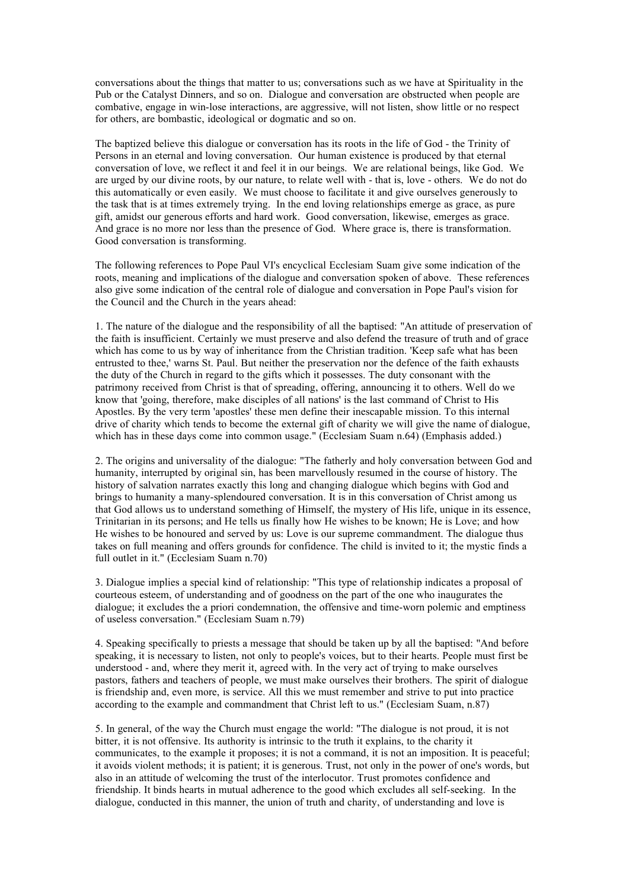conversations about the things that matter to us; conversations such as we have at Spirituality in the Pub or the Catalyst Dinners, and so on. Dialogue and conversation are obstructed when people are combative, engage in win-lose interactions, are aggressive, will not listen, show little or no respect for others, are bombastic, ideological or dogmatic and so on.

The baptized believe this dialogue or conversation has its roots in the life of God - the Trinity of Persons in an eternal and loving conversation. Our human existence is produced by that eternal conversation of love, we reflect it and feel it in our beings. We are relational beings, like God. We are urged by our divine roots, by our nature, to relate well with - that is, love - others. We do not do this automatically or even easily. We must choose to facilitate it and give ourselves generously to the task that is at times extremely trying. In the end loving relationships emerge as grace, as pure gift, amidst our generous efforts and hard work. Good conversation, likewise, emerges as grace. And grace is no more nor less than the presence of God. Where grace is, there is transformation. Good conversation is transforming.

The following references to Pope Paul VI's encyclical Ecclesiam Suam give some indication of the roots, meaning and implications of the dialogue and conversation spoken of above. These references also give some indication of the central role of dialogue and conversation in Pope Paul's vision for the Council and the Church in the years ahead:

1. The nature of the dialogue and the responsibility of all the baptised: "An attitude of preservation of the faith is insufficient. Certainly we must preserve and also defend the treasure of truth and of grace which has come to us by way of inheritance from the Christian tradition. 'Keep safe what has been entrusted to thee,' warns St. Paul. But neither the preservation nor the defence of the faith exhausts the duty of the Church in regard to the gifts which it possesses. The duty consonant with the patrimony received from Christ is that of spreading, offering, announcing it to others. Well do we know that 'going, therefore, make disciples of all nations' is the last command of Christ to His Apostles. By the very term 'apostles' these men define their inescapable mission. To this internal drive of charity which tends to become the external gift of charity we will give the name of dialogue, which has in these days come into common usage." (Ecclesiam Suam n.64) (Emphasis added.)

2. The origins and universality of the dialogue: "The fatherly and holy conversation between God and humanity, interrupted by original sin, has been marvellously resumed in the course of history. The history of salvation narrates exactly this long and changing dialogue which begins with God and brings to humanity a many-splendoured conversation. It is in this conversation of Christ among us that God allows us to understand something of Himself, the mystery of His life, unique in its essence, Trinitarian in its persons; and He tells us finally how He wishes to be known; He is Love; and how He wishes to be honoured and served by us: Love is our supreme commandment. The dialogue thus takes on full meaning and offers grounds for confidence. The child is invited to it; the mystic finds a full outlet in it." (Ecclesiam Suam n.70)

3. Dialogue implies a special kind of relationship: "This type of relationship indicates a proposal of courteous esteem, of understanding and of goodness on the part of the one who inaugurates the dialogue; it excludes the a priori condemnation, the offensive and time-worn polemic and emptiness of useless conversation." (Ecclesiam Suam n.79)

4. Speaking specifically to priests a message that should be taken up by all the baptised: "And before speaking, it is necessary to listen, not only to people's voices, but to their hearts. People must first be understood - and, where they merit it, agreed with. In the very act of trying to make ourselves pastors, fathers and teachers of people, we must make ourselves their brothers. The spirit of dialogue is friendship and, even more, is service. All this we must remember and strive to put into practice according to the example and commandment that Christ left to us." (Ecclesiam Suam, n.87)

5. In general, of the way the Church must engage the world: "The dialogue is not proud, it is not bitter, it is not offensive. Its authority is intrinsic to the truth it explains, to the charity it communicates, to the example it proposes; it is not a command, it is not an imposition. It is peaceful; it avoids violent methods; it is patient; it is generous. Trust, not only in the power of one's words, but also in an attitude of welcoming the trust of the interlocutor. Trust promotes confidence and friendship. It binds hearts in mutual adherence to the good which excludes all self-seeking. In the dialogue, conducted in this manner, the union of truth and charity, of understanding and love is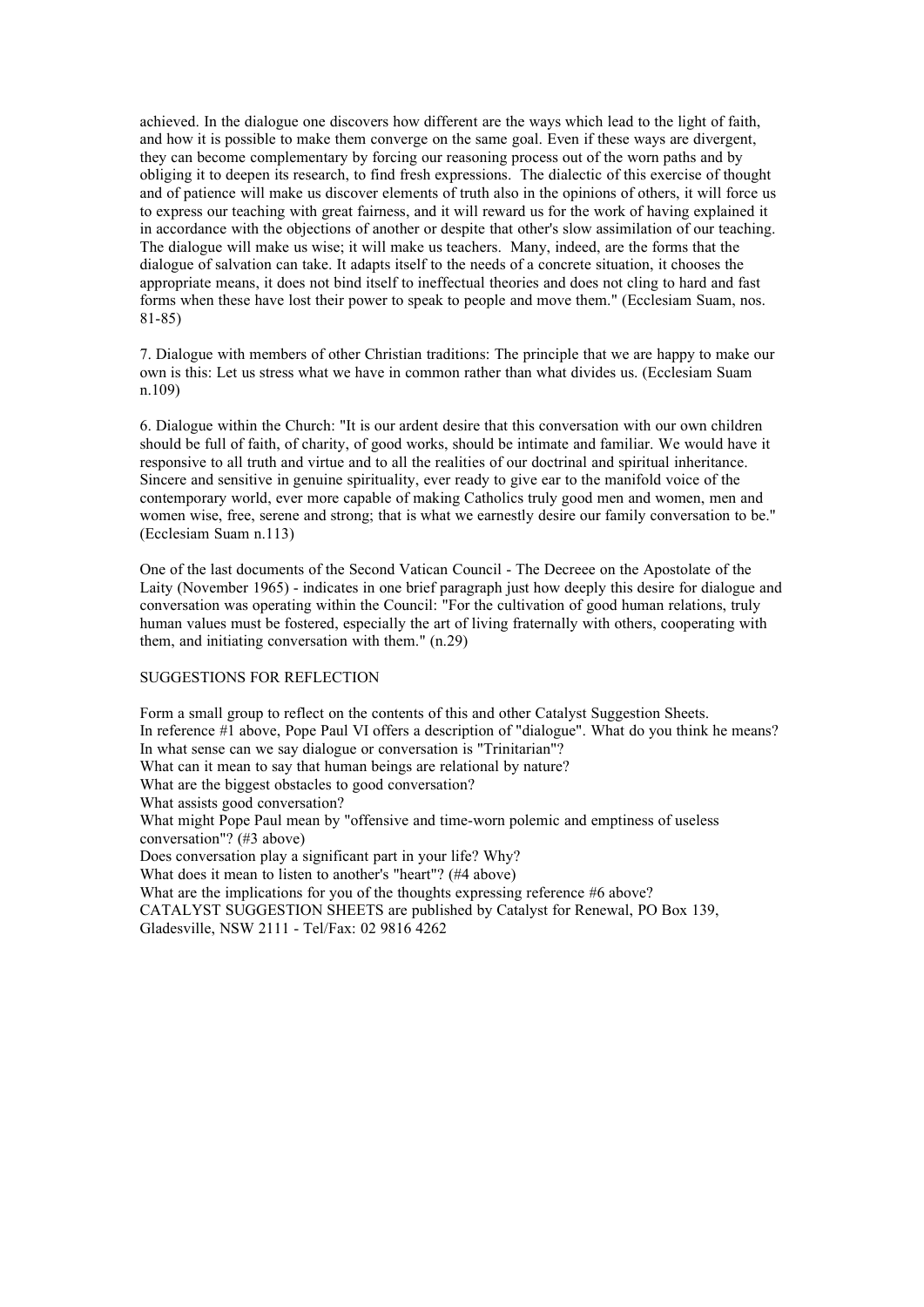achieved. In the dialogue one discovers how different are the ways which lead to the light of faith, and how it is possible to make them converge on the same goal. Even if these ways are divergent, they can become complementary by forcing our reasoning process out of the worn paths and by obliging it to deepen its research, to find fresh expressions. The dialectic of this exercise of thought and of patience will make us discover elements of truth also in the opinions of others, it will force us to express our teaching with great fairness, and it will reward us for the work of having explained it in accordance with the objections of another or despite that other's slow assimilation of our teaching. The dialogue will make us wise; it will make us teachers. Many, indeed, are the forms that the dialogue of salvation can take. It adapts itself to the needs of a concrete situation, it chooses the appropriate means, it does not bind itself to ineffectual theories and does not cling to hard and fast forms when these have lost their power to speak to people and move them." (Ecclesiam Suam, nos. 81-85)

7. Dialogue with members of other Christian traditions: The principle that we are happy to make our own is this: Let us stress what we have in common rather than what divides us. (Ecclesiam Suam n.109)

6. Dialogue within the Church: "It is our ardent desire that this conversation with our own children should be full of faith, of charity, of good works, should be intimate and familiar. We would have it responsive to all truth and virtue and to all the realities of our doctrinal and spiritual inheritance. Sincere and sensitive in genuine spirituality, ever ready to give ear to the manifold voice of the contemporary world, ever more capable of making Catholics truly good men and women, men and women wise, free, serene and strong; that is what we earnestly desire our family conversation to be." (Ecclesiam Suam n.113)

One of the last documents of the Second Vatican Council - The Decreee on the Apostolate of the Laity (November 1965) - indicates in one brief paragraph just how deeply this desire for dialogue and conversation was operating within the Council: "For the cultivation of good human relations, truly human values must be fostered, especially the art of living fraternally with others, cooperating with them, and initiating conversation with them." (n.29)

## SUGGESTIONS FOR REFLECTION

Form a small group to reflect on the contents of this and other Catalyst Suggestion Sheets.
In reference #1 above, Pope Paul VI offers a description of "dialogue". What do you think he means?
In what sense can we say dialogue or conversation is "Trinitarian"?
What can it mean to say that human beings are relational by nature?
What are the biggest obstacles to good conversation?
What assists good conversation?
What might Pope Paul mean by "offensive and time-worn polemic and emptiness of useless conversation"? (#3 above)
Does conversation play a significant part in your life? Why?
What does it mean to listen to another's "heart"? (#4 above)
What are the implications for you of the thoughts expressing reference #6 above?
CATALYST SUGGESTION SHEETS are published by Catalyst for Renewal, PO Box 139, Gladesville, NSW 2111 - Tel/Fax: 02 9816 4262